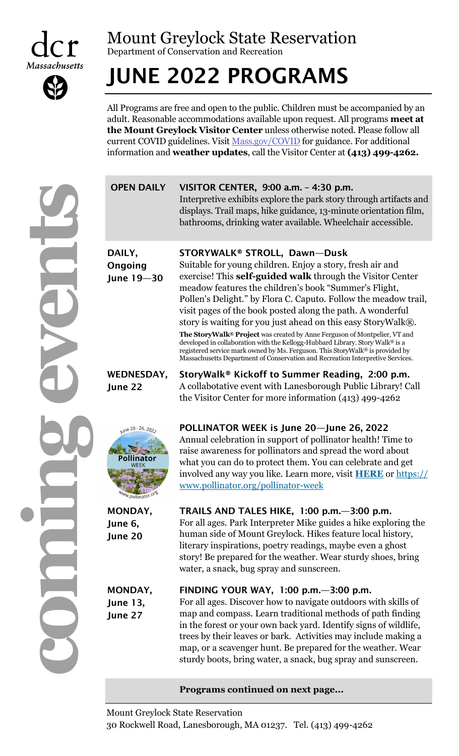dcr Massachusetts

# Mount Greylock State Reservation

Department of Conservation and Recreation

# JUNE 2022 PROGRAMS

All Programs are free and open to the public. Children must be accompanied by an adult. Reasonable accommodations available upon request. All programs **meet at the Mount Greylock Visitor Center** unless otherwise noted. Please follow all current COVID guidelines. Visit Mass.gov/COVID for guidance. For additional information and **weather updates**, call the Visitor Center at **(413) 499-4262.**

coming events

**OPEN DAILY**

**VISITOR CENTER, 9:00 a.m. - 4:30 p.m.**
Interpretive exhibits explore the park story through artifacts and displays. Trail maps, hike guidance, 13-minute orientation film, bathrooms, drinking water available. Wheelchair accessible.

**DAILY, Ongoing June 19—30**

**STORYWALK® STROLL, Dawn—Dusk**
Suitable for young children. Enjoy a story, fresh air and exercise! This **self-guided walk** through the Visitor Center meadow features the children's book "Summer's Flight, Pollen's Delight." by Flora C. Caputo. Follow the meadow trail, visit pages of the book posted along the path. A wonderful story is waiting for you just ahead on this easy StoryWalk®.

**The StoryWalk® Project** was created by Anne Ferguson of Montpelier, VT and developed in collaboration with the Kellogg-Hubbard Library. Story Walk® is a registered service mark owned by Ms. Ferguson. This StoryWalk® is provided by Massachusetts Department of Conservation and Recreation Interpretive Services.

**WEDNESDAY, June 22**

**StoryWalk® Kickoff to Summer Reading, 2:00 p.m.**
A collabotative event with Lanesborough Public Library! Call the Visitor Center for more information (413) 499-4262

June 20 - 26, 2022 Pollinator WEEK www.pollinator.org

**POLLINATOR WEEK is June 20—June 26, 2022**
Annual celebration in support of pollinator health! Time to raise awareness for pollinators and spread the word about what you can do to protect them. You can celebrate and get involved any way you like. Learn more, visit **HERE** or https://www.pollinator.org/pollinator-week

**MONDAY, June 6, June 20**

**TRAILS AND TALES HIKE, 1:00 p.m.—3:00 p.m.**
For all ages. Park Interpreter Mike guides a hike exploring the human side of Mount Greylock. Hikes feature local history, literary inspirations, poetry readings, maybe even a ghost story! Be prepared for the weather. Wear sturdy shoes, bring water, a snack, bug spray and sunscreen.

**MONDAY, June 13, June 27**

**FINDING YOUR WAY, 1:00 p.m.—3:00 p.m.**
For all ages. Discover how to navigate outdoors with skills of map and compass. Learn traditional methods of path finding in the forest or your own back yard. Identify signs of wildlife, trees by their leaves or bark. Activities may include making a map, or a scavenger hunt. Be prepared for the weather. Wear sturdy boots, bring water, a snack, bug spray and sunscreen.

**Programs continued on next page...**

Mount Greylock State Reservation
30 Rockwell Road, Lanesborough, MA 01237. Tel. (413) 499-4262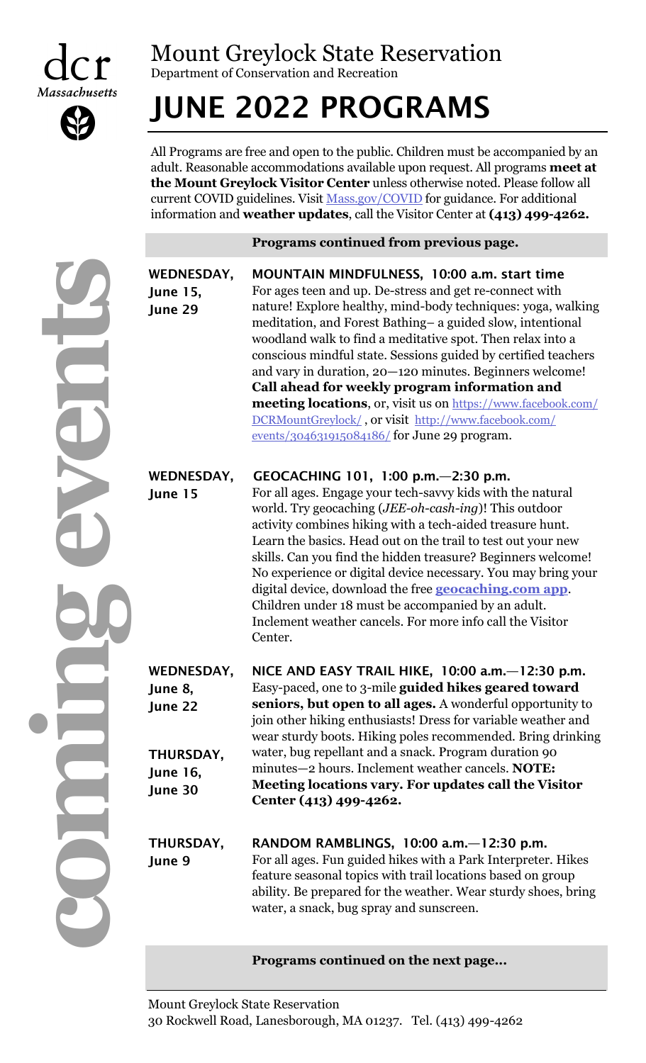dcr Massachusetts

# Mount Greylock State Reservation

Department of Conservation and Recreation

# JUNE 2022 PROGRAMS

All Programs are free and open to the public. Children must be accompanied by an adult. Reasonable accommodations available upon request. All programs **meet at the Mount Greylock Visitor Center** unless otherwise noted. Please follow all current COVID guidelines. Visit Mass.gov/COVID for guidance. For additional information and **weather updates**, call the Visitor Center at **(413) 499-4262.**

coming events

**Programs continued from previous page.**

**WEDNESDAY, June 15, June 29**

**MOUNTAIN MINDFULNESS, 10:00 a.m. start time**

For ages teen and up. De-stress and get re-connect with nature! Explore healthy, mind-body techniques: yoga, walking meditation, and Forest Bathing– a guided slow, intentional woodland walk to find a meditative spot. Then relax into a conscious mindful state. Sessions guided by certified teachers and vary in duration, 20—120 minutes. Beginners welcome! **Call ahead for weekly program information and meeting locations**, or, visit us on https://www.facebook.com/DCRMountGreylock/ , or visit http://www.facebook.com/events/304631915084186/ for June 29 program.

**WEDNESDAY, June 15**

**GEOCACHING 101, 1:00 p.m.—2:30 p.m.**

For all ages. Engage your tech-savvy kids with the natural world. Try geocaching (*JEE-oh-cash-ing*)! This outdoor activity combines hiking with a tech-aided treasure hunt. Learn the basics. Head out on the trail to test out your new skills. Can you find the hidden treasure? Beginners welcome! No experience or digital device necessary. You may bring your digital device, download the free **geocaching.com app**. Children under 18 must be accompanied by an adult. Inclement weather cancels. For more info call the Visitor Center.

**WEDNESDAY, June 8, June 22**

**THURSDAY, June 16, June 30**

**NICE AND EASY TRAIL HIKE, 10:00 a.m.—12:30 p.m.**

Easy-paced, one to 3-mile **guided hikes geared toward seniors, but open to all ages.** A wonderful opportunity to join other hiking enthusiasts! Dress for variable weather and wear sturdy boots. Hiking poles recommended. Bring drinking water, bug repellant and a snack. Program duration 90 minutes—2 hours. Inclement weather cancels. **NOTE: Meeting locations vary. For updates call the Visitor Center (413) 499-4262.**

**THURSDAY, June 9**

**RANDOM RAMBLINGS, 10:00 a.m.—12:30 p.m.**

For all ages. Fun guided hikes with a Park Interpreter. Hikes feature seasonal topics with trail locations based on group ability. Be prepared for the weather. Wear sturdy shoes, bring water, a snack, bug spray and sunscreen.

**Programs continued on the next page...**

Mount Greylock State Reservation
30 Rockwell Road, Lanesborough, MA 01237. Tel. (413) 499-4262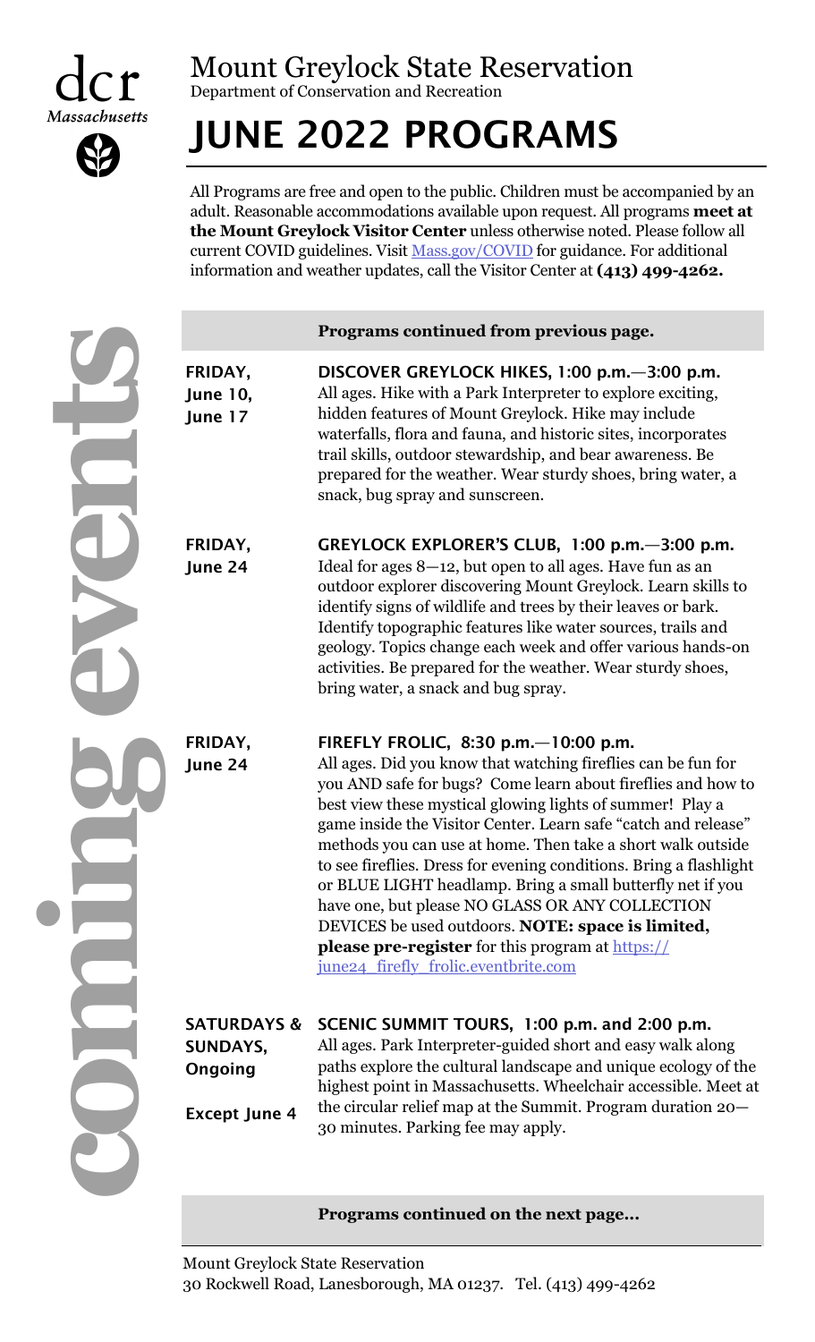dcr *Massachusetts*

# Mount Greylock State Reservation

Department of Conservation and Recreation

# JUNE 2022 PROGRAMS

All Programs are free and open to the public. Children must be accompanied by an adult. Reasonable accommodations available upon request. All programs **meet at the Mount Greylock Visitor Center** unless otherwise noted. Please follow all current COVID guidelines. Visit Mass.gov/COVID for guidance. For additional information and weather updates, call the Visitor Center at **(413) 499-4262.**

**coming events**

**Programs continued from previous page.**

**FRIDAY, June 10, June 17**

**DISCOVER GREYLOCK HIKES, 1:00 p.m.—3:00 p.m.**
All ages. Hike with a Park Interpreter to explore exciting, hidden features of Mount Greylock. Hike may include waterfalls, flora and fauna, and historic sites, incorporates trail skills, outdoor stewardship, and bear awareness. Be prepared for the weather. Wear sturdy shoes, bring water, a snack, bug spray and sunscreen.

**FRIDAY, June 24**

**GREYLOCK EXPLORER'S CLUB, 1:00 p.m.—3:00 p.m.**
Ideal for ages 8—12, but open to all ages. Have fun as an outdoor explorer discovering Mount Greylock. Learn skills to identify signs of wildlife and trees by their leaves or bark. Identify topographic features like water sources, trails and geology. Topics change each week and offer various hands-on activities. Be prepared for the weather. Wear sturdy shoes, bring water, a snack and bug spray.

**FRIDAY, June 24**

**FIREFLY FROLIC, 8:30 p.m.—10:00 p.m.**
All ages. Did you know that watching fireflies can be fun for you AND safe for bugs? Come learn about fireflies and how to best view these mystical glowing lights of summer! Play a game inside the Visitor Center. Learn safe "catch and release" methods you can use at home. Then take a short walk outside to see fireflies. Dress for evening conditions. Bring a flashlight or BLUE LIGHT headlamp. Bring a small butterfly net if you have one, but please NO GLASS OR ANY COLLECTION DEVICES be used outdoors. **NOTE: space is limited, please pre-register** for this program at https://june24_firefly_frolic.eventbrite.com

**SATURDAYS & SUNDAYS, Ongoing**

**Except June 4**

**SCENIC SUMMIT TOURS, 1:00 p.m. and 2:00 p.m.**
All ages. Park Interpreter-guided short and easy walk along paths explore the cultural landscape and unique ecology of the highest point in Massachusetts. Wheelchair accessible. Meet at the circular relief map at the Summit. Program duration 20—30 minutes. Parking fee may apply.

**Programs continued on the next page...**

Mount Greylock State Reservation
30 Rockwell Road, Lanesborough, MA 01237. Tel. (413) 499-4262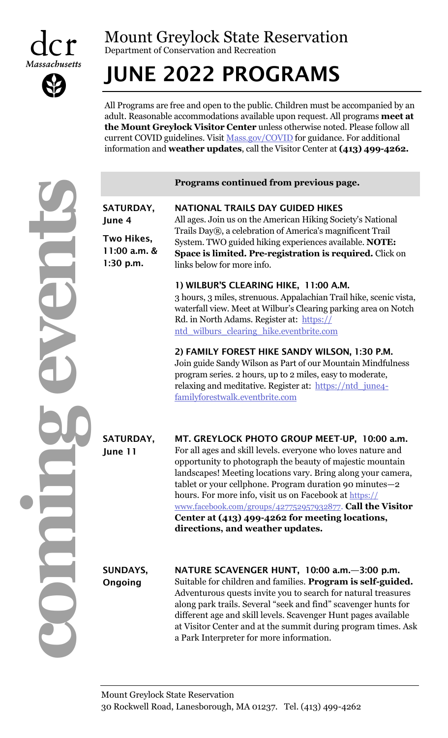dcr *Massachusetts*

# Mount Greylock State Reservation

Department of Conservation and Recreation

# JUNE 2022 PROGRAMS

All Programs are free and open to the public. Children must be accompanied by an adult. Reasonable accommodations available upon request. All programs **meet at the Mount Greylock Visitor Center** unless otherwise noted. Please follow all current COVID guidelines. Visit Mass.gov/COVID for guidance. For additional information and **weather updates**, call the Visitor Center at **(413) 499-4262.**

coming events

**Programs continued from previous page.**

**SATURDAY, June 4**

**Two Hikes, 11:00 a.m. & 1:30 p.m.**

## NATIONAL TRAILS DAY GUIDED HIKES

All ages. Join us on the American Hiking Society's National Trails Day®, a celebration of America's magnificent Trail System. TWO guided hiking experiences available. **NOTE: Space is limited. Pre-registration is required.** Click on links below for more info.

### 1) WILBUR'S CLEARING HIKE, 11:00 A.M.

3 hours, 3 miles, strenuous. Appalachian Trail hike, scenic vista, waterfall view. Meet at Wilbur's Clearing parking area on Notch Rd. in North Adams. Register at: https://ntd_wilburs_clearing_hike.eventbrite.com

### 2) FAMILY FOREST HIKE SANDY WILSON, 1:30 P.M.

Join guide Sandy Wilson as Part of our Mountain Mindfulness program series. 2 hours, up to 2 miles, easy to moderate, relaxing and meditative. Register at: https://ntd_june4-familyforestwalk.eventbrite.com

**SATURDAY, June 11**

## MT. GREYLOCK PHOTO GROUP MEET-UP, 10:00 a.m.

For all ages and skill levels. everyone who loves nature and opportunity to photograph the beauty of majestic mountain landscapes! Meeting locations vary. Bring along your camera, tablet or your cellphone. Program duration 90 minutes—2 hours. For more info, visit us on Facebook at https://www.facebook.com/groups/427752957932877. **Call the Visitor Center at (413) 499-4262 for meeting locations, directions, and weather updates.**

**SUNDAYS, Ongoing**

## NATURE SCAVENGER HUNT, 10:00 a.m.—3:00 p.m.

Suitable for children and families. **Program is self-guided.** Adventurous quests invite you to search for natural treasures along park trails. Several "seek and find" scavenger hunts for different age and skill levels. Scavenger Hunt pages available at Visitor Center and at the summit during program times. Ask a Park Interpreter for more information.

Mount Greylock State Reservation
30 Rockwell Road, Lanesborough, MA 01237. Tel. (413) 499-4262